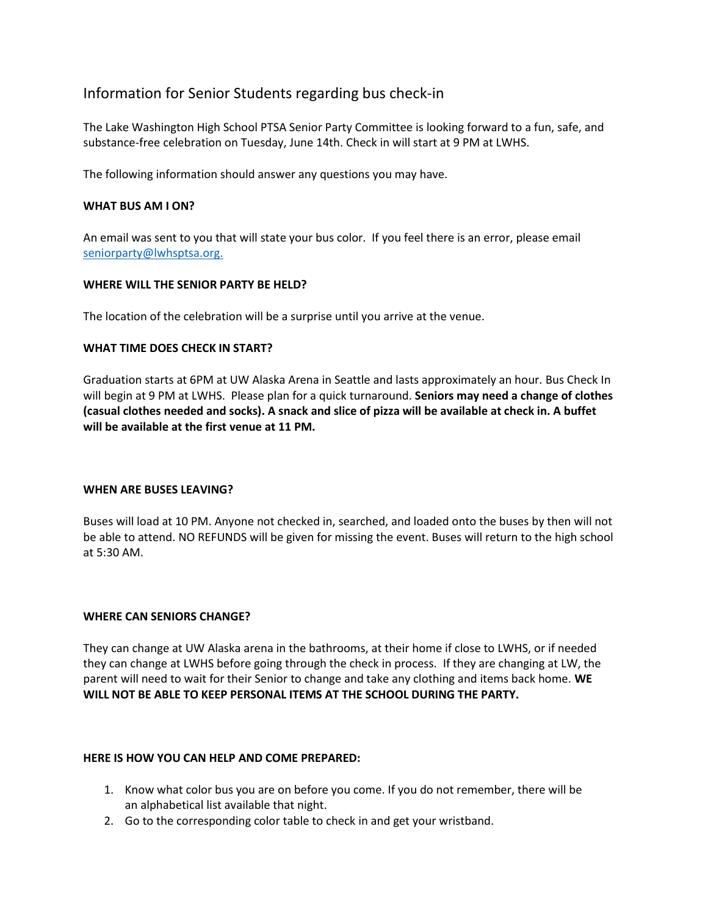# Information for Senior Students regarding bus check-in

The Lake Washington High School PTSA Senior Party Committee is looking forward to a fun, safe, and substance-free celebration on Tuesday, June 14th. Check in will start at 9 PM at LWHS.

The following information should answer any questions you may have.

**WHAT BUS AM I ON?**

An email was sent to you that will state your bus color. If you feel there is an error, please email seniorparty@lwhsptsa.org.

**WHERE WILL THE SENIOR PARTY BE HELD?**

The location of the celebration will be a surprise until you arrive at the venue.

**WHAT TIME DOES CHECK IN START?**

Graduation starts at 6PM at UW Alaska Arena in Seattle and lasts approximately an hour. Bus Check In will begin at 9 PM at LWHS. Please plan for a quick turnaround. **Seniors may need a change of clothes (casual clothes needed and socks). A snack and slice of pizza will be available at check in. A buffet will be available at the first venue at 11 PM.**

**WHEN ARE BUSES LEAVING?**

Buses will load at 10 PM. Anyone not checked in, searched, and loaded onto the buses by then will not be able to attend. NO REFUNDS will be given for missing the event. Buses will return to the high school at 5:30 AM.

**WHERE CAN SENIORS CHANGE?**

They can change at UW Alaska arena in the bathrooms, at their home if close to LWHS, or if needed they can change at LWHS before going through the check in process. If they are changing at LW, the parent will need to wait for their Senior to change and take any clothing and items back home. **WE WILL NOT BE ABLE TO KEEP PERSONAL ITEMS AT THE SCHOOL DURING THE PARTY.**

**HERE IS HOW YOU CAN HELP AND COME PREPARED:**

1. Know what color bus you are on before you come. If you do not remember, there will be an alphabetical list available that night.
2. Go to the corresponding color table to check in and get your wristband.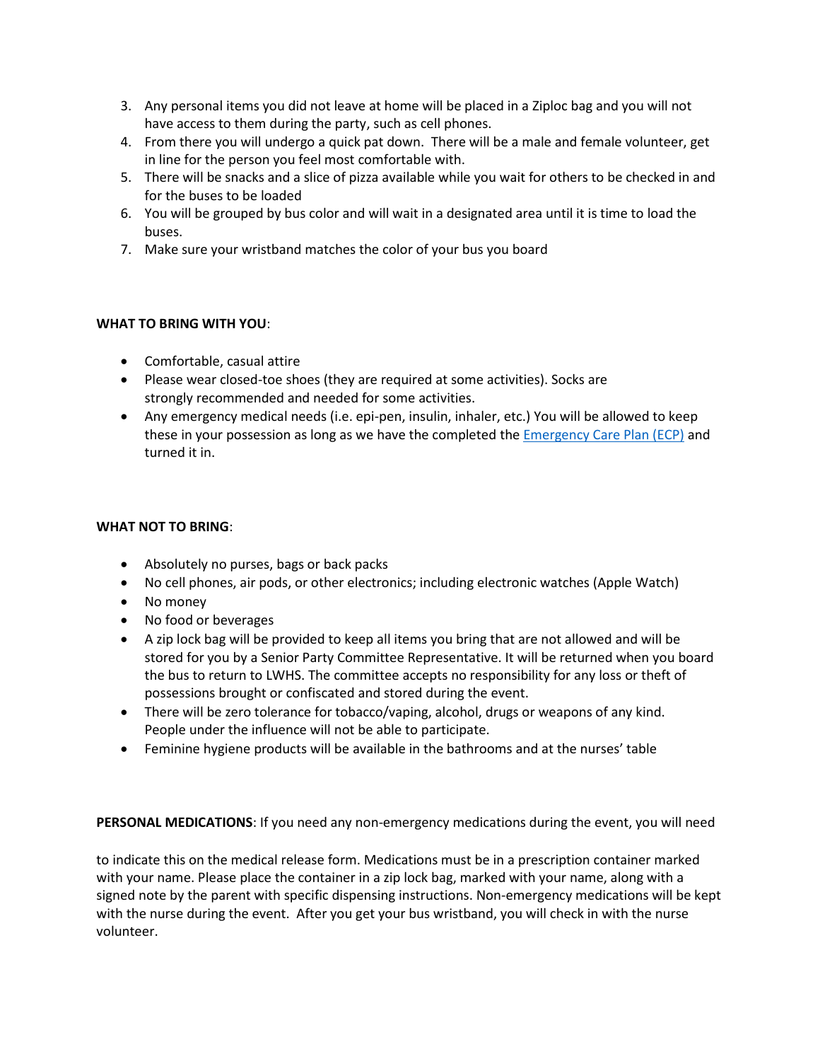3. Any personal items you did not leave at home will be placed in a Ziploc bag and you will not have access to them during the party, such as cell phones.
4. From there you will undergo a quick pat down. There will be a male and female volunteer, get in line for the person you feel most comfortable with.
5. There will be snacks and a slice of pizza available while you wait for others to be checked in and for the buses to be loaded
6. You will be grouped by bus color and will wait in a designated area until it is time to load the buses.
7. Make sure your wristband matches the color of your bus you board

**WHAT TO BRING WITH YOU**:

- Comfortable, casual attire
- Please wear closed-toe shoes (they are required at some activities). Socks are strongly recommended and needed for some activities.
- Any emergency medical needs (i.e. epi-pen, insulin, inhaler, etc.) You will be allowed to keep these in your possession as long as we have the completed the Emergency Care Plan (ECP) and turned it in.

**WHAT NOT TO BRING**:

- Absolutely no purses, bags or back packs
- No cell phones, air pods, or other electronics; including electronic watches (Apple Watch)
- No money
- No food or beverages
- A zip lock bag will be provided to keep all items you bring that are not allowed and will be stored for you by a Senior Party Committee Representative. It will be returned when you board the bus to return to LWHS. The committee accepts no responsibility for any loss or theft of possessions brought or confiscated and stored during the event.
- There will be zero tolerance for tobacco/vaping, alcohol, drugs or weapons of any kind. People under the influence will not be able to participate.
- Feminine hygiene products will be available in the bathrooms and at the nurses' table

**PERSONAL MEDICATIONS**: If you need any non-emergency medications during the event, you will need to indicate this on the medical release form. Medications must be in a prescription container marked with your name. Please place the container in a zip lock bag, marked with your name, along with a signed note by the parent with specific dispensing instructions. Non-emergency medications will be kept with the nurse during the event. After you get your bus wristband, you will check in with the nurse volunteer.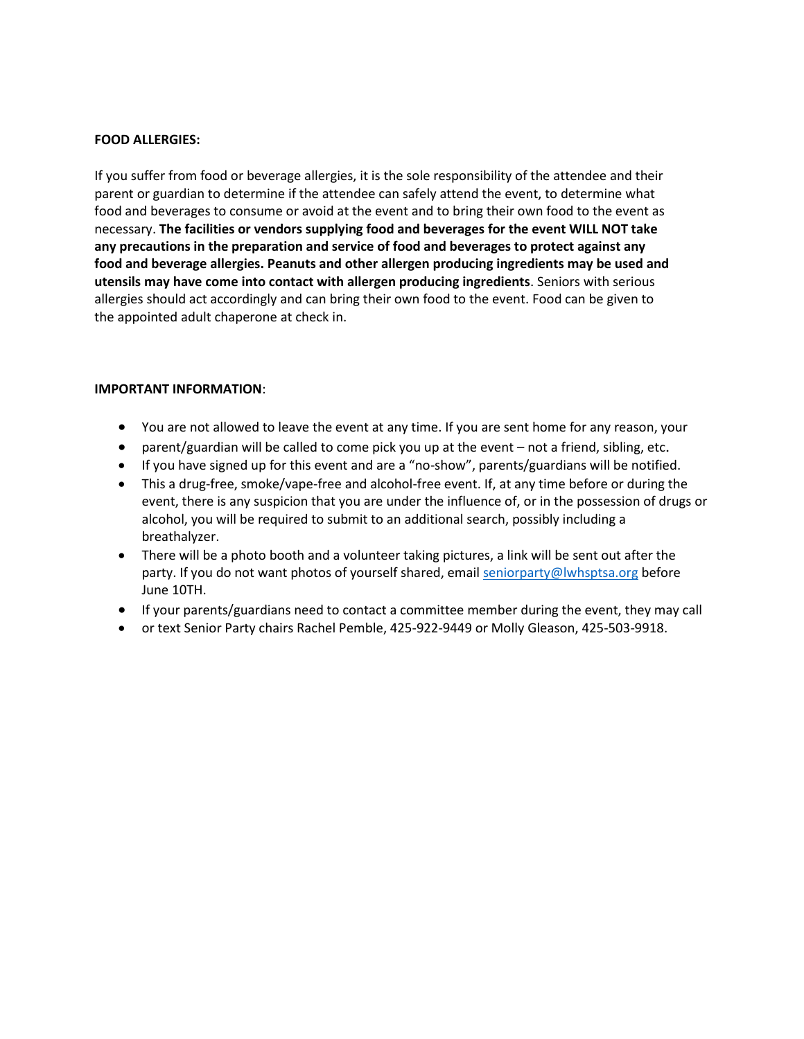**FOOD ALLERGIES:**

If you suffer from food or beverage allergies, it is the sole responsibility of the attendee and their parent or guardian to determine if the attendee can safely attend the event, to determine what food and beverages to consume or avoid at the event and to bring their own food to the event as necessary. **The facilities or vendors supplying food and beverages for the event WILL NOT take any precautions in the preparation and service of food and beverages to protect against any food and beverage allergies. Peanuts and other allergen producing ingredients may be used and utensils may have come into contact with allergen producing ingredients**. Seniors with serious allergies should act accordingly and can bring their own food to the event. Food can be given to the appointed adult chaperone at check in.

**IMPORTANT INFORMATION**:

- You are not allowed to leave the event at any time. If you are sent home for any reason, your
- parent/guardian will be called to come pick you up at the event – not a friend, sibling, etc.
- If you have signed up for this event and are a "no-show", parents/guardians will be notified.
- This a drug-free, smoke/vape-free and alcohol-free event. If, at any time before or during the event, there is any suspicion that you are under the influence of, or in the possession of drugs or alcohol, you will be required to submit to an additional search, possibly including a breathalyzer.
- There will be a photo booth and a volunteer taking pictures, a link will be sent out after the party. If you do not want photos of yourself shared, email seniorparty@lwhsptsa.org before June 10TH.
- If your parents/guardians need to contact a committee member during the event, they may call
- or text Senior Party chairs Rachel Pemble, 425-922-9449 or Molly Gleason, 425-503-9918.